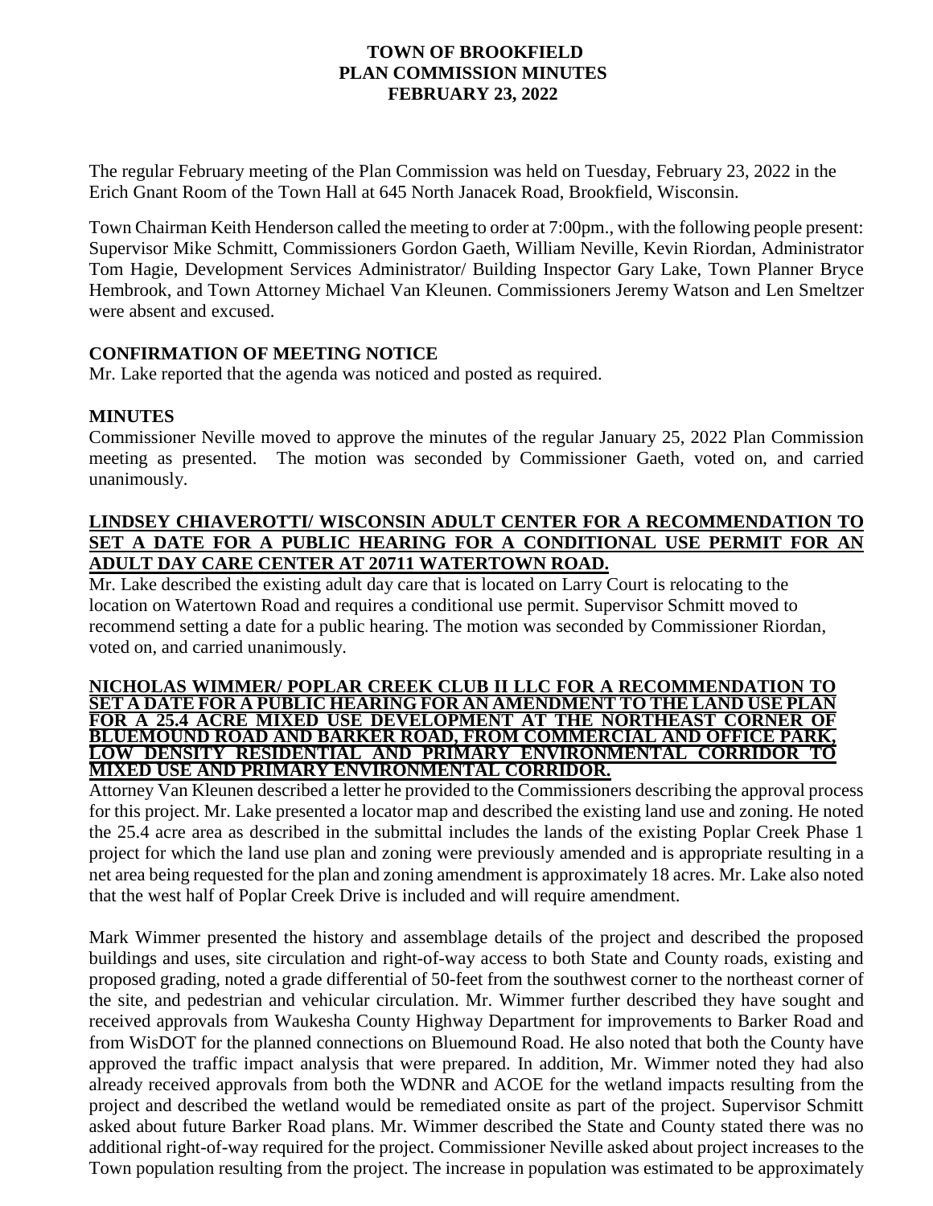# TOWN OF BROOKFIELD
# PLAN COMMISSION MINUTES
# FEBRUARY 23, 2022

The regular February meeting of the Plan Commission was held on Tuesday, February 23, 2022 in the Erich Gnant Room of the Town Hall at 645 North Janacek Road, Brookfield, Wisconsin.

Town Chairman Keith Henderson called the meeting to order at 7:00pm., with the following people present: Supervisor Mike Schmitt, Commissioners Gordon Gaeth, William Neville, Kevin Riordan, Administrator Tom Hagie, Development Services Administrator/ Building Inspector Gary Lake, Town Planner Bryce Hembrook, and Town Attorney Michael Van Kleunen. Commissioners Jeremy Watson and Len Smeltzer were absent and excused.

## CONFIRMATION OF MEETING NOTICE

Mr. Lake reported that the agenda was noticed and posted as required.

## MINUTES

Commissioner Neville moved to approve the minutes of the regular January 25, 2022 Plan Commission meeting as presented. The motion was seconded by Commissioner Gaeth, voted on, and carried unanimously.

## LINDSEY CHIAVEROTTI/ WISCONSIN ADULT CENTER FOR A RECOMMENDATION TO SET A DATE FOR A PUBLIC HEARING FOR A CONDITIONAL USE PERMIT FOR AN ADULT DAY CARE CENTER AT 20711 WATERTOWN ROAD.

Mr. Lake described the existing adult day care that is located on Larry Court is relocating to the location on Watertown Road and requires a conditional use permit. Supervisor Schmitt moved to recommend setting a date for a public hearing. The motion was seconded by Commissioner Riordan, voted on, and carried unanimously.

## NICHOLAS WIMMER/ POPLAR CREEK CLUB II LLC FOR A RECOMMENDATION TO SET A DATE FOR A PUBLIC HEARING FOR AN AMENDMENT TO THE LAND USE PLAN FOR A 25.4 ACRE MIXED USE DEVELOPMENT AT THE NORTHEAST CORNER OF BLUEMOUND ROAD AND BARKER ROAD, FROM COMMERCIAL AND OFFICE PARK, LOW DENSITY RESIDENTIAL AND PRIMARY ENVIRONMENTAL CORRIDOR TO MIXED USE AND PRIMARY ENVIRONMENTAL CORRIDOR.

Attorney Van Kleunen described a letter he provided to the Commissioners describing the approval process for this project. Mr. Lake presented a locator map and described the existing land use and zoning. He noted the 25.4 acre area as described in the submittal includes the lands of the existing Poplar Creek Phase 1 project for which the land use plan and zoning were previously amended and is appropriate resulting in a net area being requested for the plan and zoning amendment is approximately 18 acres. Mr. Lake also noted that the west half of Poplar Creek Drive is included and will require amendment.

Mark Wimmer presented the history and assemblage details of the project and described the proposed buildings and uses, site circulation and right-of-way access to both State and County roads, existing and proposed grading, noted a grade differential of 50-feet from the southwest corner to the northeast corner of the site, and pedestrian and vehicular circulation. Mr. Wimmer further described they have sought and received approvals from Waukesha County Highway Department for improvements to Barker Road and from WisDOT for the planned connections on Bluemound Road. He also noted that both the County have approved the traffic impact analysis that were prepared. In addition, Mr. Wimmer noted they had also already received approvals from both the WDNR and ACOE for the wetland impacts resulting from the project and described the wetland would be remediated onsite as part of the project. Supervisor Schmitt asked about future Barker Road plans. Mr. Wimmer described the State and County stated there was no additional right-of-way required for the project. Commissioner Neville asked about project increases to the Town population resulting from the project. The increase in population was estimated to be approximately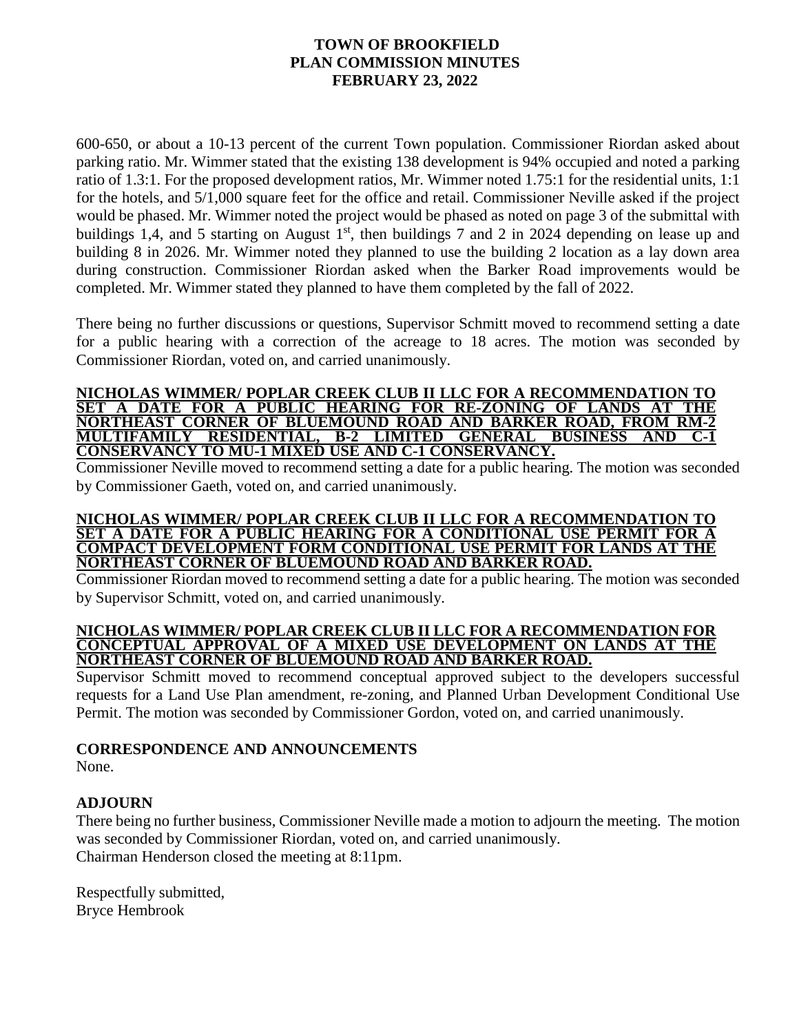600-650, or about a 10-13 percent of the current Town population. Commissioner Riordan asked about parking ratio. Mr. Wimmer stated that the existing 138 development is 94% occupied and noted a parking ratio of 1.3:1. For the proposed development ratios, Mr. Wimmer noted 1.75:1 for the residential units, 1:1 for the hotels, and 5/1,000 square feet for the office and retail. Commissioner Neville asked if the project would be phased. Mr. Wimmer noted the project would be phased as noted on page 3 of the submittal with buildings 1,4, and 5 starting on August 1st, then buildings 7 and 2 in 2024 depending on lease up and building 8 in 2026. Mr. Wimmer noted they planned to use the building 2 location as a lay down area during construction. Commissioner Riordan asked when the Barker Road improvements would be completed. Mr. Wimmer stated they planned to have them completed by the fall of 2022.

There being no further discussions or questions, Supervisor Schmitt moved to recommend setting a date for a public hearing with a correction of the acreage to 18 acres. The motion was seconded by Commissioner Riordan, voted on, and carried unanimously.

**NICHOLAS WIMMER/ POPLAR CREEK CLUB II LLC FOR A RECOMMENDATION TO SET A DATE FOR A PUBLIC HEARING FOR RE-ZONING OF LANDS AT THE NORTHEAST CORNER OF BLUEMOUND ROAD AND BARKER ROAD, FROM RM-2 MULTIFAMILY RESIDENTIAL, B-2 LIMITED GENERAL BUSINESS AND C-1 CONSERVANCY TO MU-1 MIXED USE AND C-1 CONSERVANCY.**

Commissioner Neville moved to recommend setting a date for a public hearing. The motion was seconded by Commissioner Gaeth, voted on, and carried unanimously.

**NICHOLAS WIMMER/ POPLAR CREEK CLUB II LLC FOR A RECOMMENDATION TO SET A DATE FOR A PUBLIC HEARING FOR A CONDITIONAL USE PERMIT FOR A COMPACT DEVELOPMENT FORM CONDITIONAL USE PERMIT FOR LANDS AT THE NORTHEAST CORNER OF BLUEMOUND ROAD AND BARKER ROAD.**

Commissioner Riordan moved to recommend setting a date for a public hearing. The motion was seconded by Supervisor Schmitt, voted on, and carried unanimously.

**NICHOLAS WIMMER/ POPLAR CREEK CLUB II LLC FOR A RECOMMENDATION FOR CONCEPTUAL APPROVAL OF A MIXED USE DEVELOPMENT ON LANDS AT THE NORTHEAST CORNER OF BLUEMOUND ROAD AND BARKER ROAD.**

Supervisor Schmitt moved to recommend conceptual approved subject to the developers successful requests for a Land Use Plan amendment, re-zoning, and Planned Urban Development Conditional Use Permit. The motion was seconded by Commissioner Gordon, voted on, and carried unanimously.

**CORRESPONDENCE AND ANNOUNCEMENTS**

None.

**ADJOURN**

There being no further business, Commissioner Neville made a motion to adjourn the meeting. The motion was seconded by Commissioner Riordan, voted on, and carried unanimously.
Chairman Henderson closed the meeting at 8:11pm.

Respectfully submitted,
Bryce Hembrook